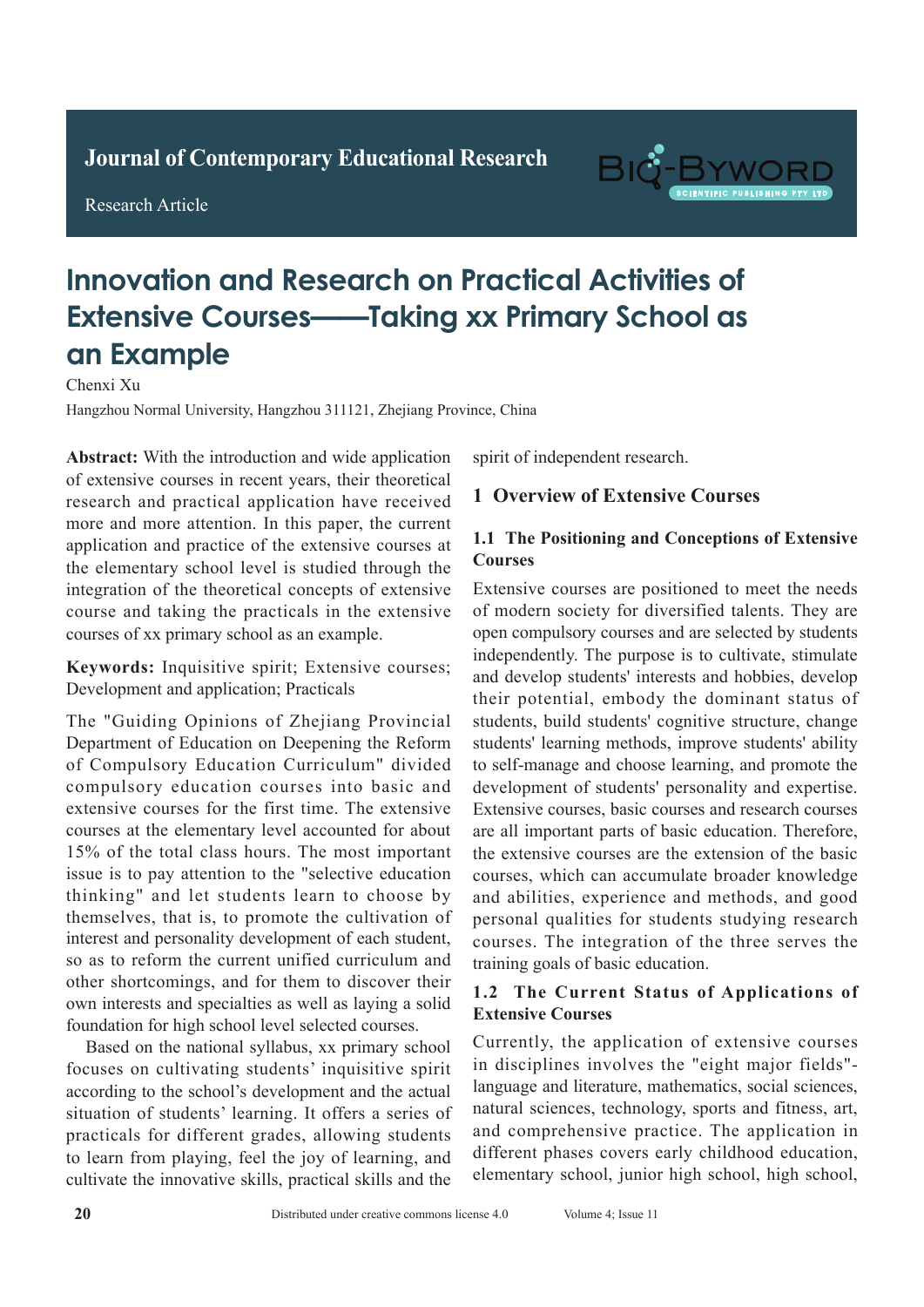Journal of Contemporary Educational Research

Research Article

# Innovation and Research on Practical Activities of Extensive Courses——Taking xx Primary School as an Example

Chenxi Xu

Hangzhou Normal University, Hangzhou 311121, Zhejiang Province, China

**Abstract:** With the introduction and wide application of extensive courses in recent years, their theoretical research and practical application have received more and more attention. In this paper, the current application and practice of the extensive courses at the elementary school level is studied through the integration of the theoretical concepts of extensive course and taking the practicals in the extensive courses of xx primary school as an example.

**Keywords:** Inquisitive spirit; Extensive courses; Development and application; Practicals

The "Guiding Opinions of Zhejiang Provincial Department of Education on Deepening the Reform of Compulsory Education Curriculum" divided compulsory education courses into basic and extensive courses for the first time. The extensive courses at the elementary level accounted for about 15% of the total class hours. The most important issue is to pay attention to the "selective education thinking" and let students learn to choose by themselves, that is, to promote the cultivation of interest and personality development of each student, so as to reform the current unified curriculum and other shortcomings, and for them to discover their own interests and specialties as well as laying a solid foundation for high school level selected courses.

Based on the national syllabus, xx primary school focuses on cultivating students' inquisitive spirit according to the school's development and the actual situation of students' learning. It offers a series of practicals for different grades, allowing students to learn from playing, feel the joy of learning, and cultivate the innovative skills, practical skills and the spirit of independent research.

## 1 Overview of Extensive Courses

### 1.1 The Positioning and Conceptions of Extensive Courses

Extensive courses are positioned to meet the needs of modern society for diversified talents. They are open compulsory courses and are selected by students independently. The purpose is to cultivate, stimulate and develop students' interests and hobbies, develop their potential, embody the dominant status of students, build students' cognitive structure, change students' learning methods, improve students' ability to self-manage and choose learning, and promote the development of students' personality and expertise. Extensive courses, basic courses and research courses are all important parts of basic education. Therefore, the extensive courses are the extension of the basic courses, which can accumulate broader knowledge and abilities, experience and methods, and good personal qualities for students studying research courses. The integration of the three serves the training goals of basic education.

### 1.2 The Current Status of Applications of Extensive Courses

Currently, the application of extensive courses in disciplines involves the "eight major fields"- language and literature, mathematics, social sciences, natural sciences, technology, sports and fitness, art, and comprehensive practice. The application in different phases covers early childhood education, elementary school, junior high school, high school,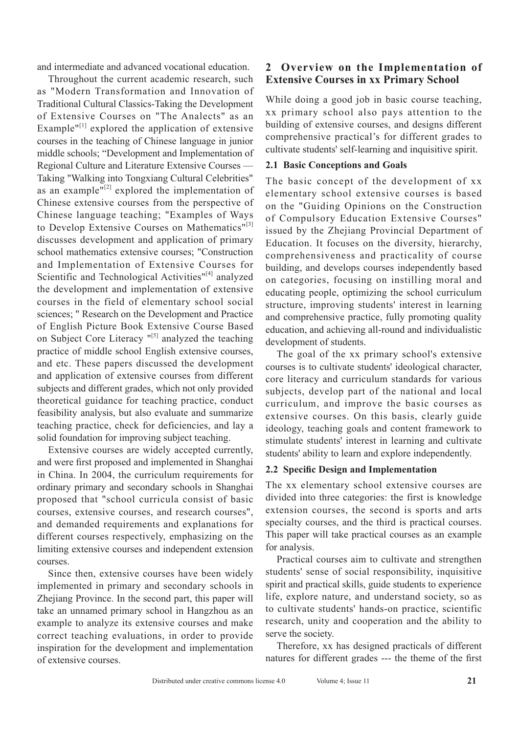and intermediate and advanced vocational education.

Throughout the current academic research, such as "Modern Transformation and Innovation of Traditional Cultural Classics-Taking the Development of Extensive Courses on "The Analects" as an Example"[1] explored the application of extensive courses in the teaching of Chinese language in junior middle schools; "Development and Implementation of Regional Culture and Literature Extensive Courses — Taking "Walking into Tongxiang Cultural Celebrities" as an example"[2] explored the implementation of Chinese extensive courses from the perspective of Chinese language teaching; "Examples of Ways to Develop Extensive Courses on Mathematics"[3] discusses development and application of primary school mathematics extensive courses; "Construction and Implementation of Extensive Courses for Scientific and Technological Activities"[4] analyzed the development and implementation of extensive courses in the field of elementary school social sciences; " Research on the Development and Practice of English Picture Book Extensive Course Based on Subject Core Literacy "[5] analyzed the teaching practice of middle school English extensive courses, and etc. These papers discussed the development and application of extensive courses from different subjects and different grades, which not only provided theoretical guidance for teaching practice, conduct feasibility analysis, but also evaluate and summarize teaching practice, check for deficiencies, and lay a solid foundation for improving subject teaching.

Extensive courses are widely accepted currently, and were first proposed and implemented in Shanghai in China. In 2004, the curriculum requirements for ordinary primary and secondary schools in Shanghai proposed that "school curricula consist of basic courses, extensive courses, and research courses", and demanded requirements and explanations for different courses respectively, emphasizing on the limiting extensive courses and independent extension courses.

Since then, extensive courses have been widely implemented in primary and secondary schools in Zhejiang Province. In the second part, this paper will take an unnamed primary school in Hangzhou as an example to analyze its extensive courses and make correct teaching evaluations, in order to provide inspiration for the development and implementation of extensive courses.

## 2 Overview on the Implementation of Extensive Courses in xx Primary School

While doing a good job in basic course teaching, xx primary school also pays attention to the building of extensive courses, and designs different comprehensive practical's for different grades to cultivate students' self-learning and inquisitive spirit.

### 2.1 Basic Conceptions and Goals

The basic concept of the development of xx elementary school extensive courses is based on the "Guiding Opinions on the Construction of Compulsory Education Extensive Courses" issued by the Zhejiang Provincial Department of Education. It focuses on the diversity, hierarchy, comprehensiveness and practicality of course building, and develops courses independently based on categories, focusing on instilling moral and educating people, optimizing the school curriculum structure, improving students' interest in learning and comprehensive practice, fully promoting quality education, and achieving all-round and individualistic development of students.

The goal of the xx primary school's extensive courses is to cultivate students' ideological character, core literacy and curriculum standards for various subjects, develop part of the national and local curriculum, and improve the basic courses as extensive courses. On this basis, clearly guide ideology, teaching goals and content framework to stimulate students' interest in learning and cultivate students' ability to learn and explore independently.

### 2.2 Specific Design and Implementation

The xx elementary school extensive courses are divided into three categories: the first is knowledge extension courses, the second is sports and arts specialty courses, and the third is practical courses. This paper will take practical courses as an example for analysis.

Practical courses aim to cultivate and strengthen students' sense of social responsibility, inquisitive spirit and practical skills, guide students to experience life, explore nature, and understand society, so as to cultivate students' hands-on practice, scientific research, unity and cooperation and the ability to serve the society.

Therefore, xx has designed practicals of different natures for different grades --- the theme of the first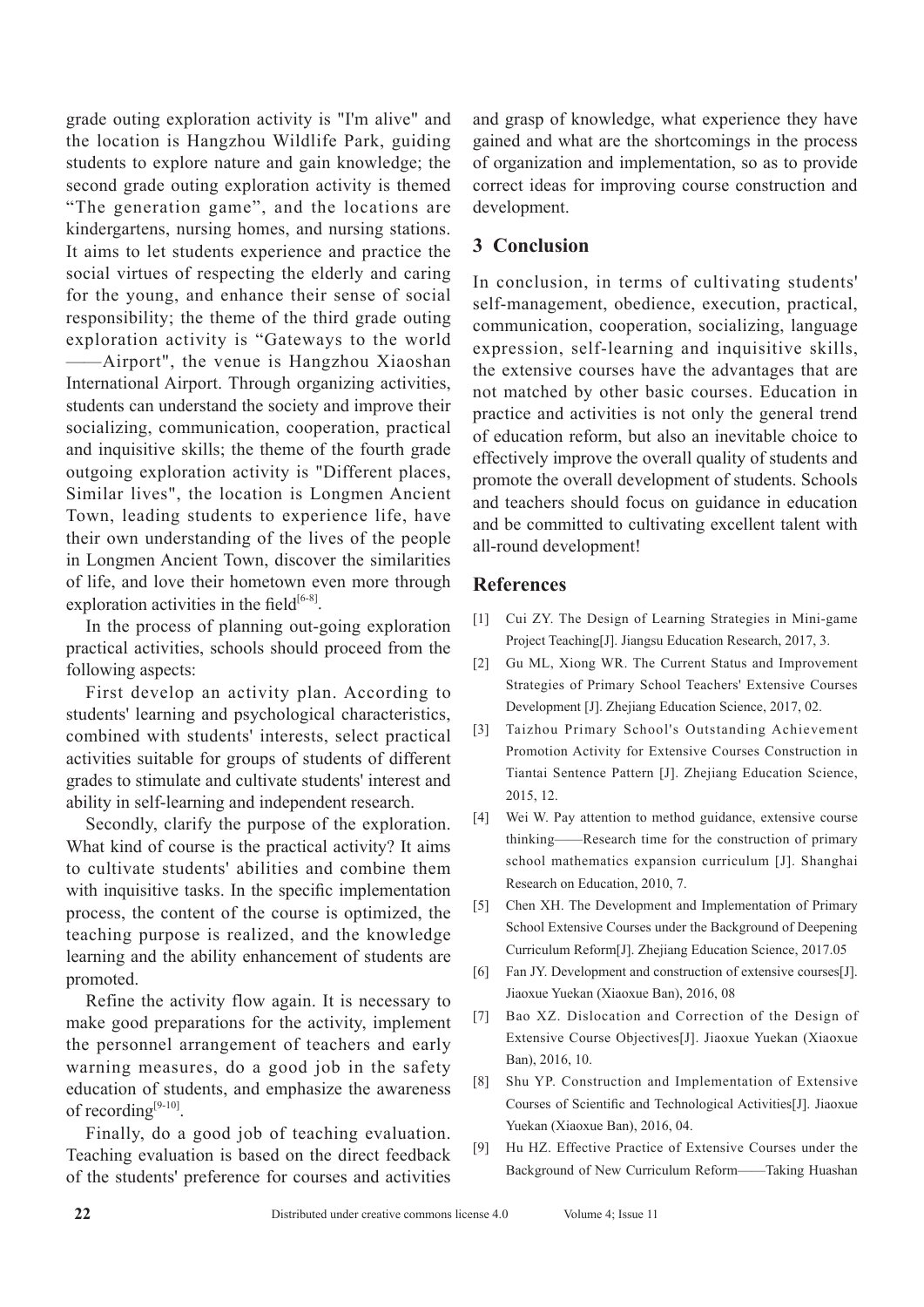grade outing exploration activity is "I'm alive" and the location is Hangzhou Wildlife Park, guiding students to explore nature and gain knowledge; the second grade outing exploration activity is themed "The generation game", and the locations are kindergartens, nursing homes, and nursing stations. It aims to let students experience and practice the social virtues of respecting the elderly and caring for the young, and enhance their sense of social responsibility; the theme of the third grade outing exploration activity is "Gateways to the world ——Airport", the venue is Hangzhou Xiaoshan International Airport. Through organizing activities, students can understand the society and improve their socializing, communication, cooperation, practical and inquisitive skills; the theme of the fourth grade outgoing exploration activity is "Different places, Similar lives", the location is Longmen Ancient Town, leading students to experience life, have their own understanding of the lives of the people in Longmen Ancient Town, discover the similarities of life, and love their hometown even more through exploration activities in the field[6-8].

In the process of planning out-going exploration practical activities, schools should proceed from the following aspects:

First develop an activity plan. According to students' learning and psychological characteristics, combined with students' interests, select practical activities suitable for groups of students of different grades to stimulate and cultivate students' interest and ability in self-learning and independent research.

Secondly, clarify the purpose of the exploration. What kind of course is the practical activity? It aims to cultivate students' abilities and combine them with inquisitive tasks. In the specific implementation process, the content of the course is optimized, the teaching purpose is realized, and the knowledge learning and the ability enhancement of students are promoted.

Refine the activity flow again. It is necessary to make good preparations for the activity, implement the personnel arrangement of teachers and early warning measures, do a good job in the safety education of students, and emphasize the awareness of recording[9-10].

Finally, do a good job of teaching evaluation. Teaching evaluation is based on the direct feedback of the students' preference for courses and activities and grasp of knowledge, what experience they have gained and what are the shortcomings in the process of organization and implementation, so as to provide correct ideas for improving course construction and development.

## 3 Conclusion

In conclusion, in terms of cultivating students' self-management, obedience, execution, practical, communication, cooperation, socializing, language expression, self-learning and inquisitive skills, the extensive courses have the advantages that are not matched by other basic courses. Education in practice and activities is not only the general trend of education reform, but also an inevitable choice to effectively improve the overall quality of students and promote the overall development of students. Schools and teachers should focus on guidance in education and be committed to cultivating excellent talent with all-round development!

## References

[1] Cui ZY. The Design of Learning Strategies in Mini-game Project Teaching[J]. Jiangsu Education Research, 2017, 3.

[2] Gu ML, Xiong WR. The Current Status and Improvement Strategies of Primary School Teachers' Extensive Courses Development [J]. Zhejiang Education Science, 2017, 02.

[3] Taizhou Primary School's Outstanding Achievement Promotion Activity for Extensive Courses Construction in Tiantai Sentence Pattern [J]. Zhejiang Education Science, 2015, 12.

[4] Wei W. Pay attention to method guidance, extensive course thinking——Research time for the construction of primary school mathematics expansion curriculum [J]. Shanghai Research on Education, 2010, 7.

[5] Chen XH. The Development and Implementation of Primary School Extensive Courses under the Background of Deepening Curriculum Reform[J]. Zhejiang Education Science, 2017.05

[6] Fan JY. Development and construction of extensive courses[J]. Jiaoxue Yuekan (Xiaoxue Ban), 2016, 08

[7] Bao XZ. Dislocation and Correction of the Design of Extensive Course Objectives[J]. Jiaoxue Yuekan (Xiaoxue Ban), 2016, 10.

[8] Shu YP. Construction and Implementation of Extensive Courses of Scientific and Technological Activities[J]. Jiaoxue Yuekan (Xiaoxue Ban), 2016, 04.

[9] Hu HZ. Effective Practice of Extensive Courses under the Background of New Curriculum Reform——Taking Huashan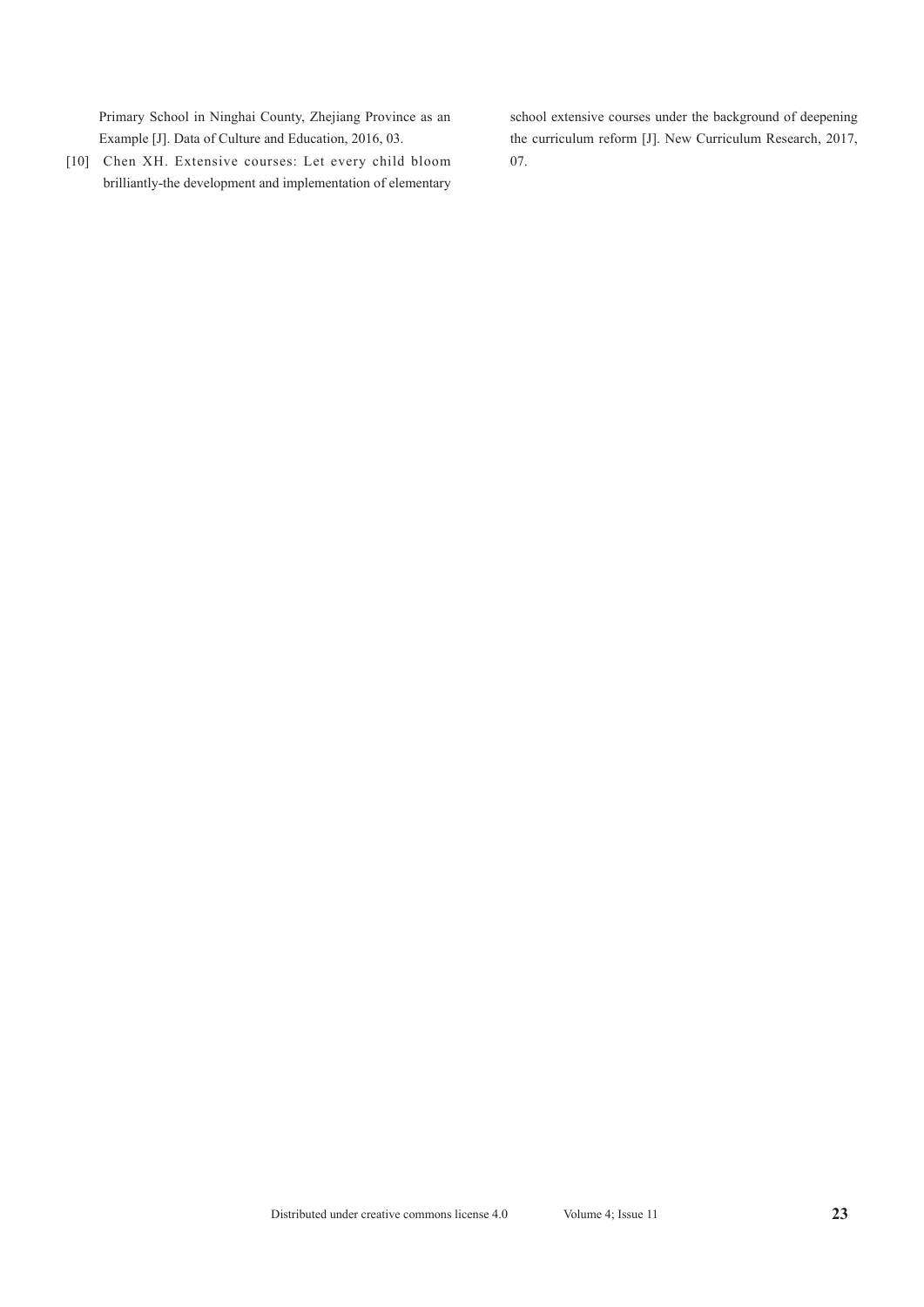Primary School in Ninghai County, Zhejiang Province as an Example [J]. Data of Culture and Education, 2016, 03.

[10] Chen XH. Extensive courses: Let every child bloom brilliantly-the development and implementation of elementary school extensive courses under the background of deepening the curriculum reform [J]. New Curriculum Research, 2017, 07.